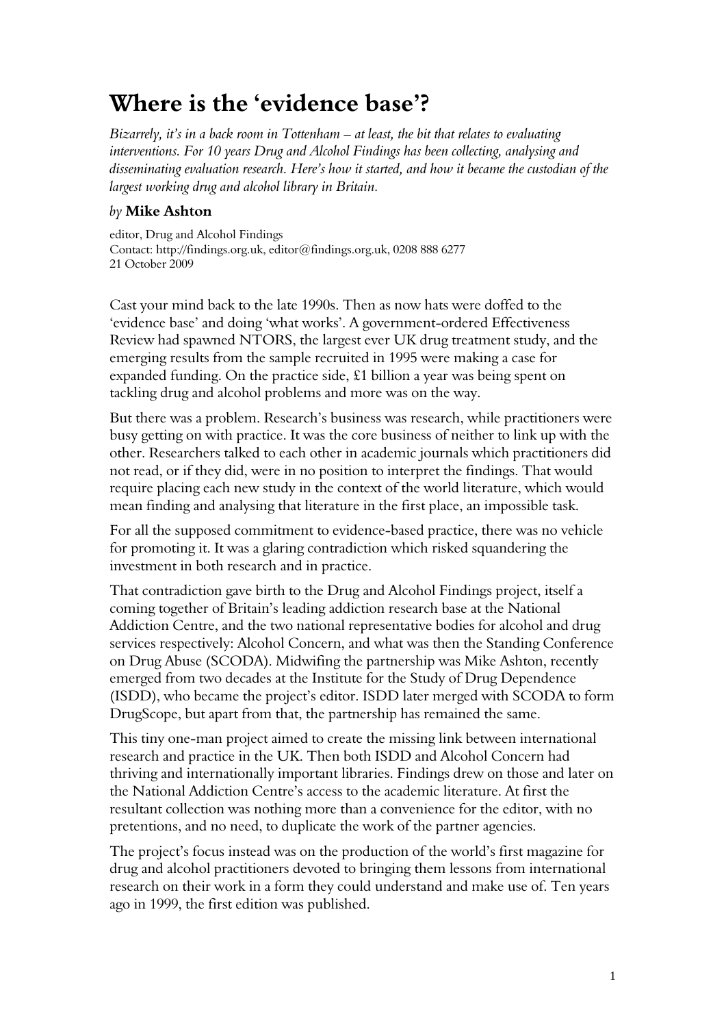# Where is the 'evidence base'?

*Bizarrely, it's in a back room in Tottenham – at least, the bit that relates to evaluating interventions. For 10 years Drug and Alcohol Findings has been collecting, analysing and disseminating evaluation research. Here's how it started, and how it became the custodian of the largest working drug and alcohol library in Britain.*

*by* **Mike Ashton**

editor, Drug and Alcohol Findings
Contact: http://findings.org.uk, editor@findings.org.uk, 0208 888 6277
21 October 2009

Cast your mind back to the late 1990s. Then as now hats were doffed to the 'evidence base' and doing 'what works'. A government-ordered Effectiveness Review had spawned NTORS, the largest ever UK drug treatment study, and the emerging results from the sample recruited in 1995 were making a case for expanded funding. On the practice side, £1 billion a year was being spent on tackling drug and alcohol problems and more was on the way.

But there was a problem. Research's business was research, while practitioners were busy getting on with practice. It was the core business of neither to link up with the other. Researchers talked to each other in academic journals which practitioners did not read, or if they did, were in no position to interpret the findings. That would require placing each new study in the context of the world literature, which would mean finding and analysing that literature in the first place, an impossible task.

For all the supposed commitment to evidence-based practice, there was no vehicle for promoting it. It was a glaring contradiction which risked squandering the investment in both research and in practice.

That contradiction gave birth to the Drug and Alcohol Findings project, itself a coming together of Britain's leading addiction research base at the National Addiction Centre, and the two national representative bodies for alcohol and drug services respectively: Alcohol Concern, and what was then the Standing Conference on Drug Abuse (SCODA). Midwifing the partnership was Mike Ashton, recently emerged from two decades at the Institute for the Study of Drug Dependence (ISDD), who became the project's editor. ISDD later merged with SCODA to form DrugScope, but apart from that, the partnership has remained the same.

This tiny one-man project aimed to create the missing link between international research and practice in the UK. Then both ISDD and Alcohol Concern had thriving and internationally important libraries. Findings drew on those and later on the National Addiction Centre's access to the academic literature. At first the resultant collection was nothing more than a convenience for the editor, with no pretentions, and no need, to duplicate the work of the partner agencies.

The project's focus instead was on the production of the world's first magazine for drug and alcohol practitioners devoted to bringing them lessons from international research on their work in a form they could understand and make use of. Ten years ago in 1999, the first edition was published.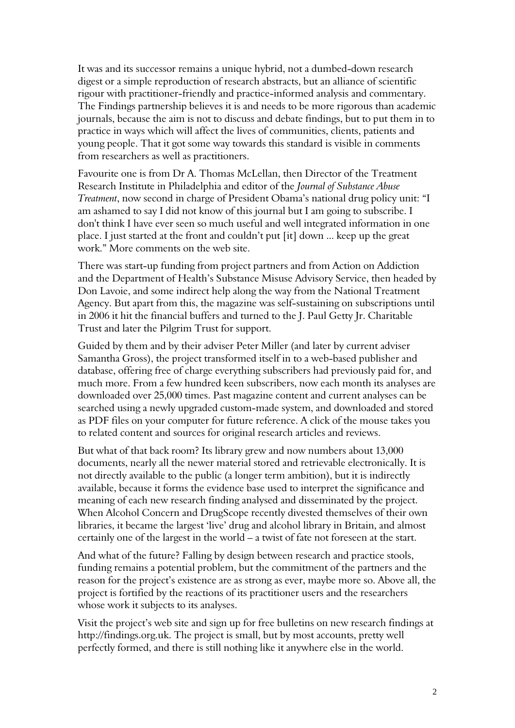It was and its successor remains a unique hybrid, not a dumbed-down research digest or a simple reproduction of research abstracts, but an alliance of scientific rigour with practitioner-friendly and practice-informed analysis and commentary. The Findings partnership believes it is and needs to be more rigorous than academic journals, because the aim is not to discuss and debate findings, but to put them in to practice in ways which will affect the lives of communities, clients, patients and young people. That it got some way towards this standard is visible in comments from researchers as well as practitioners.

Favourite one is from Dr A. Thomas McLellan, then Director of the Treatment Research Institute in Philadelphia and editor of the *Journal of Substance Abuse Treatment*, now second in charge of President Obama's national drug policy unit: "I am ashamed to say I did not know of this journal but I am going to subscribe. I don't think I have ever seen so much useful and well integrated information in one place. I just started at the front and couldn't put [it] down ... keep up the great work." More comments on the web site.

There was start-up funding from project partners and from Action on Addiction and the Department of Health's Substance Misuse Advisory Service, then headed by Don Lavoie, and some indirect help along the way from the National Treatment Agency. But apart from this, the magazine was self-sustaining on subscriptions until in 2006 it hit the financial buffers and turned to the J. Paul Getty Jr. Charitable Trust and later the Pilgrim Trust for support.

Guided by them and by their adviser Peter Miller (and later by current adviser Samantha Gross), the project transformed itself in to a web-based publisher and database, offering free of charge everything subscribers had previously paid for, and much more. From a few hundred keen subscribers, now each month its analyses are downloaded over 25,000 times. Past magazine content and current analyses can be searched using a newly upgraded custom-made system, and downloaded and stored as PDF files on your computer for future reference. A click of the mouse takes you to related content and sources for original research articles and reviews.

But what of that back room? Its library grew and now numbers about 13,000 documents, nearly all the newer material stored and retrievable electronically. It is not directly available to the public (a longer term ambition), but it is indirectly available, because it forms the evidence base used to interpret the significance and meaning of each new research finding analysed and disseminated by the project. When Alcohol Concern and DrugScope recently divested themselves of their own libraries, it became the largest 'live' drug and alcohol library in Britain, and almost certainly one of the largest in the world – a twist of fate not foreseen at the start.

And what of the future? Falling by design between research and practice stools, funding remains a potential problem, but the commitment of the partners and the reason for the project's existence are as strong as ever, maybe more so. Above all, the project is fortified by the reactions of its practitioner users and the researchers whose work it subjects to its analyses.

Visit the project's web site and sign up for free bulletins on new research findings at http://findings.org.uk. The project is small, but by most accounts, pretty well perfectly formed, and there is still nothing like it anywhere else in the world.